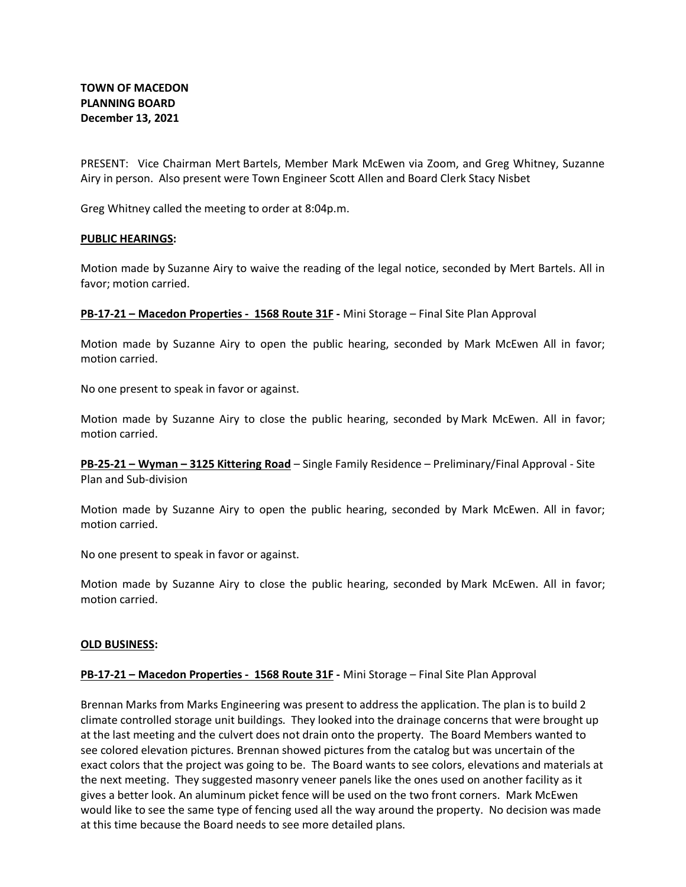**TOWN OF MACEDON**
**PLANNING BOARD**
**December 13, 2021**

PRESENT: Vice Chairman Mert Bartels, Member Mark McEwen via Zoom, and Greg Whitney, Suzanne Airy in person. Also present were Town Engineer Scott Allen and Board Clerk Stacy Nisbet

Greg Whitney called the meeting to order at 8:04p.m.

**PUBLIC HEARINGS:**

Motion made by Suzanne Airy to waive the reading of the legal notice, seconded by Mert Bartels. All in favor; motion carried.

**PB-17-21 – Macedon Properties - 1568 Route 31F -** Mini Storage – Final Site Plan Approval

Motion made by Suzanne Airy to open the public hearing, seconded by Mark McEwen All in favor; motion carried.

No one present to speak in favor or against.

Motion made by Suzanne Airy to close the public hearing, seconded by Mark McEwen. All in favor; motion carried.

**PB-25-21 – Wyman – 3125 Kittering Road** – Single Family Residence – Preliminary/Final Approval - Site Plan and Sub-division

Motion made by Suzanne Airy to open the public hearing, seconded by Mark McEwen. All in favor; motion carried.

No one present to speak in favor or against.

Motion made by Suzanne Airy to close the public hearing, seconded by Mark McEwen. All in favor; motion carried.

**OLD BUSINESS:**

**PB-17-21 – Macedon Properties - 1568 Route 31F -** Mini Storage – Final Site Plan Approval

Brennan Marks from Marks Engineering was present to address the application. The plan is to build 2 climate controlled storage unit buildings. They looked into the drainage concerns that were brought up at the last meeting and the culvert does not drain onto the property. The Board Members wanted to see colored elevation pictures. Brennan showed pictures from the catalog but was uncertain of the exact colors that the project was going to be. The Board wants to see colors, elevations and materials at the next meeting. They suggested masonry veneer panels like the ones used on another facility as it gives a better look. An aluminum picket fence will be used on the two front corners. Mark McEwen would like to see the same type of fencing used all the way around the property. No decision was made at this time because the Board needs to see more detailed plans.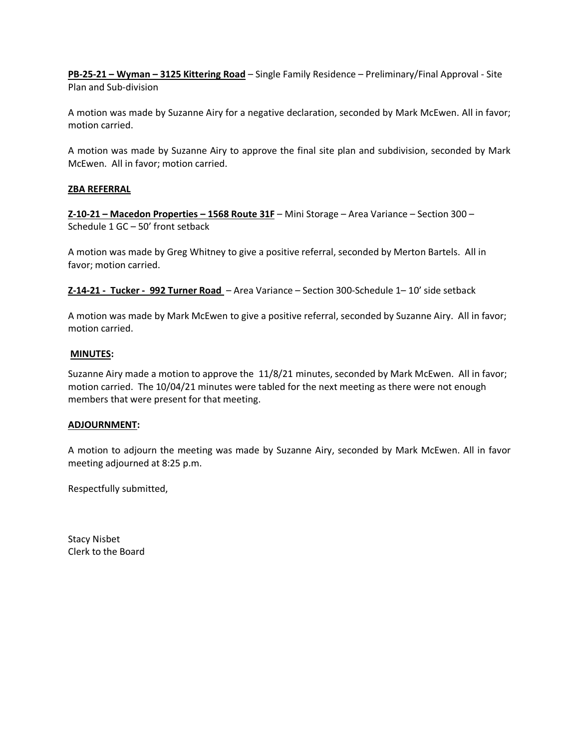**PB-25-21 – Wyman – 3125 Kittering Road** – Single Family Residence – Preliminary/Final Approval - Site Plan and Sub-division

A motion was made by Suzanne Airy for a negative declaration, seconded by Mark McEwen. All in favor; motion carried.

A motion was made by Suzanne Airy to approve the final site plan and subdivision, seconded by Mark McEwen. All in favor; motion carried.

**ZBA REFERRAL**

**Z-10-21 – Macedon Properties – 1568 Route 31F** – Mini Storage – Area Variance – Section 300 – Schedule 1 GC – 50' front setback

A motion was made by Greg Whitney to give a positive referral, seconded by Merton Bartels. All in favor; motion carried.

**Z-14-21 - Tucker - 992 Turner Road** – Area Variance – Section 300-Schedule 1– 10' side setback

A motion was made by Mark McEwen to give a positive referral, seconded by Suzanne Airy. All in favor; motion carried.

**MINUTES:**

Suzanne Airy made a motion to approve the 11/8/21 minutes, seconded by Mark McEwen. All in favor; motion carried. The 10/04/21 minutes were tabled for the next meeting as there were not enough members that were present for that meeting.

**ADJOURNMENT:**

A motion to adjourn the meeting was made by Suzanne Airy, seconded by Mark McEwen. All in favor meeting adjourned at 8:25 p.m.

Respectfully submitted,

Stacy Nisbet
Clerk to the Board